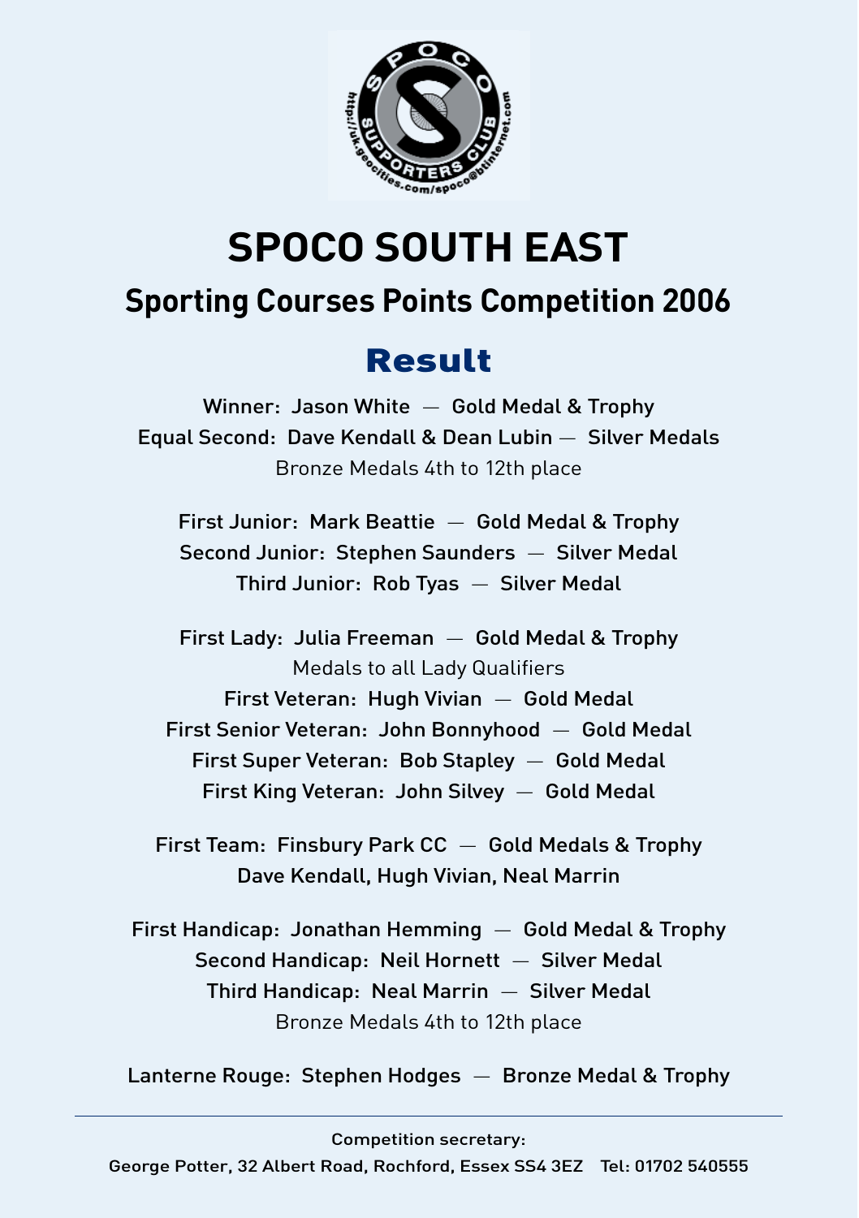# SPOCO SOUTH EAST

## Sporting Courses Points Competition 2006

### Result

Winner: Jason White — Gold Medal & Trophy
Equal Second: Dave Kendall & Dean Lubin — Silver Medals
Bronze Medals 4th to 12th place

First Junior: Mark Beattie — Gold Medal & Trophy
Second Junior: Stephen Saunders — Silver Medal
Third Junior: Rob Tyas — Silver Medal

First Lady: Julia Freeman — Gold Medal & Trophy
Medals to all Lady Qualifiers
First Veteran: Hugh Vivian — Gold Medal
First Senior Veteran: John Bonnyhood — Gold Medal
First Super Veteran: Bob Stapley — Gold Medal
First King Veteran: John Silvey — Gold Medal

First Team: Finsbury Park CC — Gold Medals & Trophy
Dave Kendall, Hugh Vivian, Neal Marrin

First Handicap: Jonathan Hemming — Gold Medal & Trophy
Second Handicap: Neil Hornett — Silver Medal
Third Handicap: Neal Marrin — Silver Medal
Bronze Medals 4th to 12th place

Lanterne Rouge: Stephen Hodges — Bronze Medal & Trophy

---

Competition secretary:
George Potter, 32 Albert Road, Rochford, Essex SS4 3EZ Tel: 01702 540555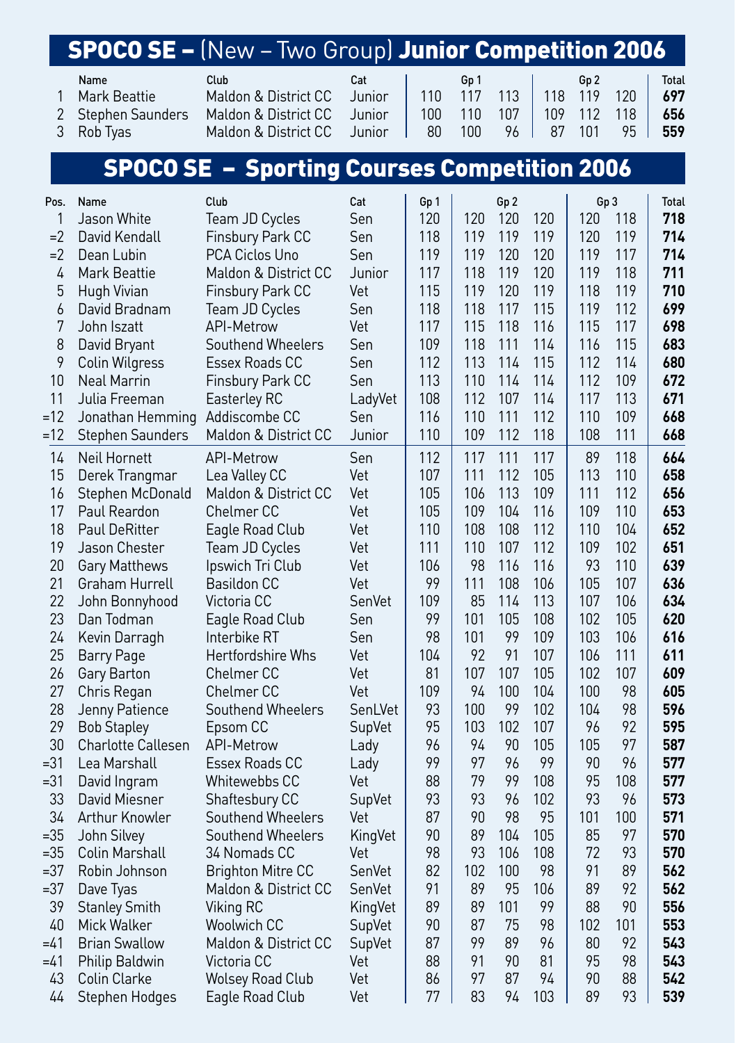# SPOCO SE – (New – Two Group) Junior Competition 2006

| | Name | Club | Cat | Gp 1 | | | Gp 2 | | | Total |
|---|---|---|---|---|---|---|---|---|---|---|
| 1 | Mark Beattie | Maldon & District CC | Junior | 110 | 117 | 113 | 118 | 119 | 120 | **697** |
| 2 | Stephen Saunders | Maldon & District CC | Junior | 100 | 110 | 107 | 109 | 112 | 118 | **656** |
| 3 | Rob Tyas | Maldon & District CC | Junior | 80 | 100 | 96 | 87 | 101 | 95 | **559** |

# SPOCO SE – Sporting Courses Competition 2006

| Pos. | Name | Club | Cat | Gp 1 | Gp 2 | | | Gp 3 | | Total |
|---|---|---|---|---|---|---|---|---|---|---|
| 1 | Jason White | Team JD Cycles | Sen | 120 | 120 | 120 | 120 | 120 | 118 | **718** |
| =2 | David Kendall | Finsbury Park CC | Sen | 118 | 119 | 119 | 119 | 120 | 119 | **714** |
| =2 | Dean Lubin | PCA Ciclos Uno | Sen | 119 | 119 | 120 | 120 | 119 | 117 | **714** |
| 4 | Mark Beattie | Maldon & District CC | Junior | 117 | 118 | 119 | 120 | 119 | 118 | **711** |
| 5 | Hugh Vivian | Finsbury Park CC | Vet | 115 | 119 | 120 | 119 | 118 | 119 | **710** |
| 6 | David Bradnam | Team JD Cycles | Sen | 118 | 118 | 117 | 115 | 119 | 112 | **699** |
| 7 | John Iszatt | API-Metrow | Vet | 117 | 115 | 118 | 116 | 115 | 117 | **698** |
| 8 | David Bryant | Southend Wheelers | Sen | 109 | 118 | 111 | 114 | 116 | 115 | **683** |
| 9 | Colin Wilgress | Essex Roads CC | Sen | 112 | 113 | 114 | 115 | 112 | 114 | **680** |
| 10 | Neal Marrin | Finsbury Park CC | Sen | 113 | 110 | 114 | 114 | 112 | 109 | **672** |
| 11 | Julia Freeman | Easterley RC | LadyVet | 108 | 112 | 107 | 114 | 117 | 113 | **671** |
| =12 | Jonathan Hemming | Addiscombe CC | Sen | 116 | 110 | 111 | 112 | 110 | 109 | **668** |
| =12 | Stephen Saunders | Maldon & District CC | Junior | 110 | 109 | 112 | 118 | 108 | 111 | **668** |
| 14 | Neil Hornett | API-Metrow | Sen | 112 | 117 | 111 | 117 | 89 | 118 | **664** |
| 15 | Derek Trangmar | Lea Valley CC | Vet | 107 | 111 | 112 | 105 | 113 | 110 | **658** |
| 16 | Stephen McDonald | Maldon & District CC | Vet | 105 | 106 | 113 | 109 | 111 | 112 | **656** |
| 17 | Paul Reardon | Chelmer CC | Vet | 105 | 109 | 104 | 116 | 109 | 110 | **653** |
| 18 | Paul DeRitter | Eagle Road Club | Vet | 110 | 108 | 108 | 112 | 110 | 104 | **652** |
| 19 | Jason Chester | Team JD Cycles | Vet | 111 | 110 | 107 | 112 | 109 | 102 | **651** |
| 20 | Gary Matthews | Ipswich Tri Club | Vet | 106 | 98 | 116 | 116 | 93 | 110 | **639** |
| 21 | Graham Hurrell | Basildon CC | Vet | 99 | 111 | 108 | 106 | 105 | 107 | **636** |
| 22 | John Bonnyhood | Victoria CC | SenVet | 109 | 85 | 114 | 113 | 107 | 106 | **634** |
| 23 | Dan Todman | Eagle Road Club | Sen | 99 | 101 | 105 | 108 | 102 | 105 | **620** |
| 24 | Kevin Darragh | Interbike RT | Sen | 98 | 101 | 99 | 109 | 103 | 106 | **616** |
| 25 | Barry Page | Hertfordshire Whs | Vet | 104 | 92 | 91 | 107 | 106 | 111 | **611** |
| 26 | Gary Barton | Chelmer CC | Vet | 81 | 107 | 107 | 105 | 102 | 107 | **609** |
| 27 | Chris Regan | Chelmer CC | Vet | 109 | 94 | 100 | 104 | 100 | 98 | **605** |
| 28 | Jenny Patience | Southend Wheelers | SenLVet | 93 | 100 | 99 | 102 | 104 | 98 | **596** |
| 29 | Bob Stapley | Epsom CC | SupVet | 95 | 103 | 102 | 107 | 96 | 92 | **595** |
| 30 | Charlotte Callesen | API-Metrow | Lady | 96 | 94 | 90 | 105 | 105 | 97 | **587** |
| =31 | Lea Marshall | Essex Roads CC | Lady | 99 | 97 | 96 | 99 | 90 | 96 | **577** |
| =31 | David Ingram | Whitewebbs CC | Vet | 88 | 79 | 99 | 108 | 95 | 108 | **577** |
| 33 | David Miesner | Shaftesbury CC | SupVet | 93 | 93 | 96 | 102 | 93 | 96 | **573** |
| 34 | Arthur Knowler | Southend Wheelers | Vet | 87 | 90 | 98 | 95 | 101 | 100 | **571** |
| =35 | John Silvey | Southend Wheelers | KingVet | 90 | 89 | 104 | 105 | 85 | 97 | **570** |
| =35 | Colin Marshall | 34 Nomads CC | Vet | 98 | 93 | 106 | 108 | 72 | 93 | **570** |
| =37 | Robin Johnson | Brighton Mitre CC | SenVet | 82 | 102 | 100 | 98 | 91 | 89 | **562** |
| =37 | Dave Tyas | Maldon & District CC | SenVet | 91 | 89 | 95 | 106 | 89 | 92 | **562** |
| 39 | Stanley Smith | Viking RC | KingVet | 89 | 89 | 101 | 99 | 88 | 90 | **556** |
| 40 | Mick Walker | Woolwich CC | SupVet | 90 | 87 | 75 | 98 | 102 | 101 | **553** |
| =41 | Brian Swallow | Maldon & District CC | SupVet | 87 | 99 | 89 | 96 | 80 | 92 | **543** |
| =41 | Philip Baldwin | Victoria CC | Vet | 88 | 91 | 90 | 81 | 95 | 98 | **543** |
| 43 | Colin Clarke | Wolsey Road Club | Vet | 86 | 97 | 87 | 94 | 90 | 88 | **542** |
| 44 | Stephen Hodges | Eagle Road Club | Vet | 77 | 83 | 94 | 103 | 89 | 93 | **539** |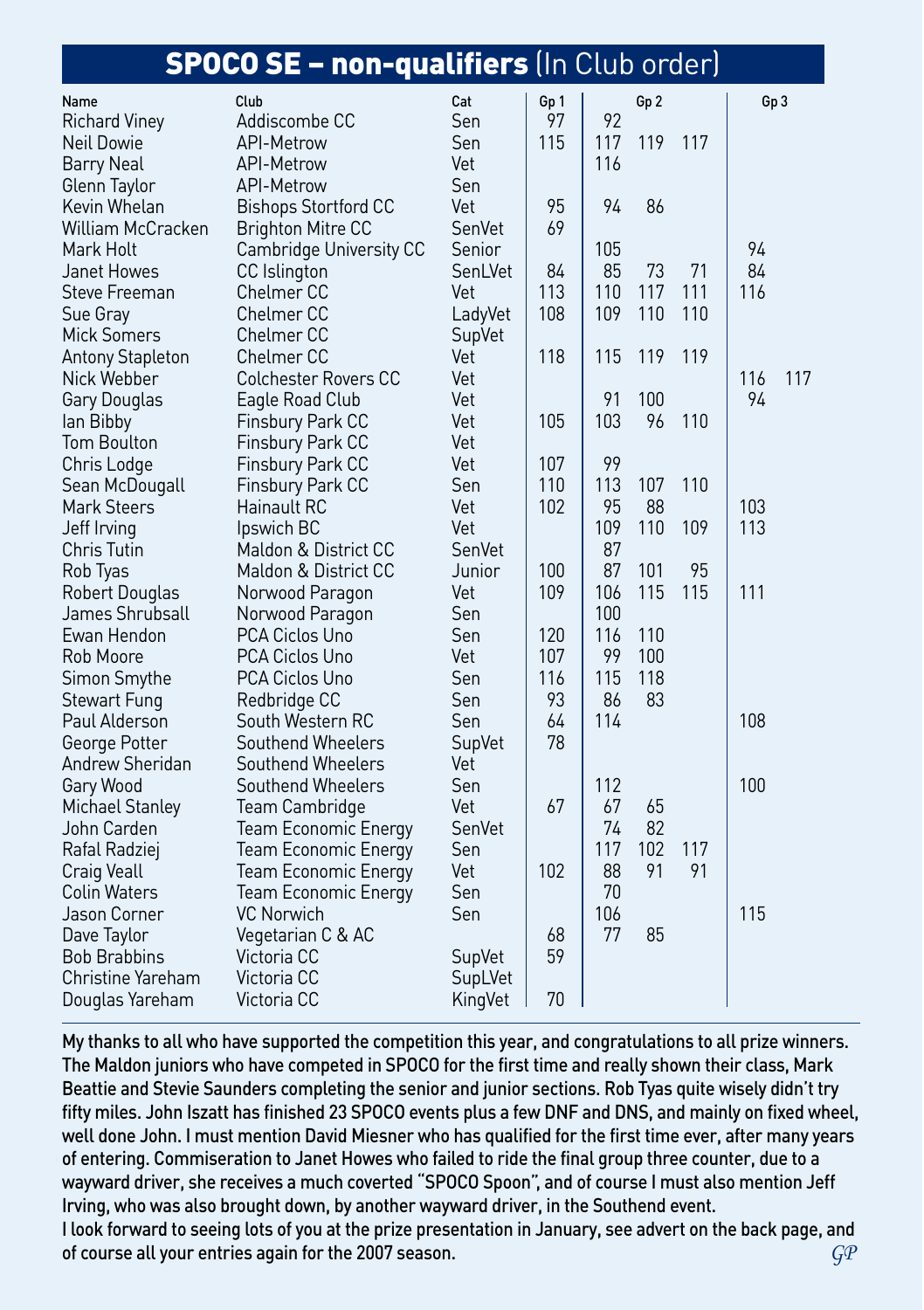## SPOCO SE – non-qualifiers (In Club order)

| Name | Club | Cat | Gp 1 | Gp 2 | | | Gp 3 | |
|---|---|---|---|---|---|---|---|---|
| Richard Viney | Addiscombe CC | Sen | 97 | 92 | | | | |
| Neil Dowie | API-Metrow | Sen | 115 | 117 | 119 | 117 | | |
| Barry Neal | API-Metrow | Vet | | 116 | | | | |
| Glenn Taylor | API-Metrow | Sen | | | | | | |
| Kevin Whelan | Bishops Stortford CC | Vet | 95 | 94 | 86 | | | |
| William McCracken | Brighton Mitre CC | SenVet | 69 | | | | | |
| Mark Holt | Cambridge University CC | Senior | | 105 | | | 94 | |
| Janet Howes | CC Islington | SenLVet | 84 | 85 | 73 | 71 | 84 | |
| Steve Freeman | Chelmer CC | Vet | 113 | 110 | 117 | 111 | 116 | |
| Sue Gray | Chelmer CC | LadyVet | 108 | 109 | 110 | 110 | | |
| Mick Somers | Chelmer CC | SupVet | | | | | | |
| Antony Stapleton | Chelmer CC | Vet | 118 | 115 | 119 | 119 | | |
| Nick Webber | Colchester Rovers CC | Vet | | | | | 116 | 117 |
| Gary Douglas | Eagle Road Club | Vet | | 91 | 100 | | 94 | |
| Ian Bibby | Finsbury Park CC | Vet | 105 | 103 | 96 | 110 | | |
| Tom Boulton | Finsbury Park CC | Vet | | | | | | |
| Chris Lodge | Finsbury Park CC | Vet | 107 | 99 | | | | |
| Sean McDougall | Finsbury Park CC | Sen | 110 | 113 | 107 | 110 | | |
| Mark Steers | Hainault RC | Vet | 102 | 95 | 88 | | 103 | |
| Jeff Irving | Ipswich BC | Vet | | 109 | 110 | 109 | 113 | |
| Chris Tutin | Maldon & District CC | SenVet | | 87 | | | | |
| Rob Tyas | Maldon & District CC | Junior | 100 | 87 | 101 | 95 | | |
| Robert Douglas | Norwood Paragon | Vet | 109 | 106 | 115 | 115 | 111 | |
| James Shrubsall | Norwood Paragon | Sen | | 100 | | | | |
| Ewan Hendon | PCA Ciclos Uno | Sen | 120 | 116 | 110 | | | |
| Rob Moore | PCA Ciclos Uno | Vet | 107 | 99 | 100 | | | |
| Simon Smythe | PCA Ciclos Uno | Sen | 116 | 115 | 118 | | | |
| Stewart Fung | Redbridge CC | Sen | 93 | 86 | 83 | | | |
| Paul Alderson | South Western RC | Sen | 64 | 114 | | | 108 | |
| George Potter | Southend Wheelers | SupVet | 78 | | | | | |
| Andrew Sheridan | Southend Wheelers | Vet | | | | | | |
| Gary Wood | Southend Wheelers | Sen | | 112 | | | 100 | |
| Michael Stanley | Team Cambridge | Vet | 67 | 67 | 65 | | | |
| John Carden | Team Economic Energy | SenVet | | 74 | 82 | | | |
| Rafal Radziej | Team Economic Energy | Sen | | 117 | 102 | 117 | | |
| Craig Veall | Team Economic Energy | Vet | 102 | 88 | 91 | 91 | | |
| Colin Waters | Team Economic Energy | Sen | | 70 | | | | |
| Jason Corner | VC Norwich | Sen | | 106 | | | 115 | |
| Dave Taylor | Vegetarian C & AC | | 68 | 77 | 85 | | | |
| Bob Brabbins | Victoria CC | SupVet | 59 | | | | | |
| Christine Yareham | Victoria CC | SupLVet | | | | | | |
| Douglas Yareham | Victoria CC | KingVet | 70 | | | | | |

My thanks to all who have supported the competition this year, and congratulations to all prize winners. The Maldon juniors who have competed in SPOCO for the first time and really shown their class, Mark Beattie and Stevie Saunders completing the senior and junior sections. Rob Tyas quite wisely didn't try fifty miles. John Iszatt has finished 23 SPOCO events plus a few DNF and DNS, and mainly on fixed wheel, well done John. I must mention David Miesner who has qualified for the first time ever, after many years of entering. Commiseration to Janet Howes who failed to ride the final group three counter, due to a wayward driver, she receives a much coverted "SPOCO Spoon", and of course I must also mention Jeff Irving, who was also brought down, by another wayward driver, in the Southend event.

I look forward to seeing lots of you at the prize presentation in January, see advert on the back page, and of course all your entries again for the 2007 season. *GP*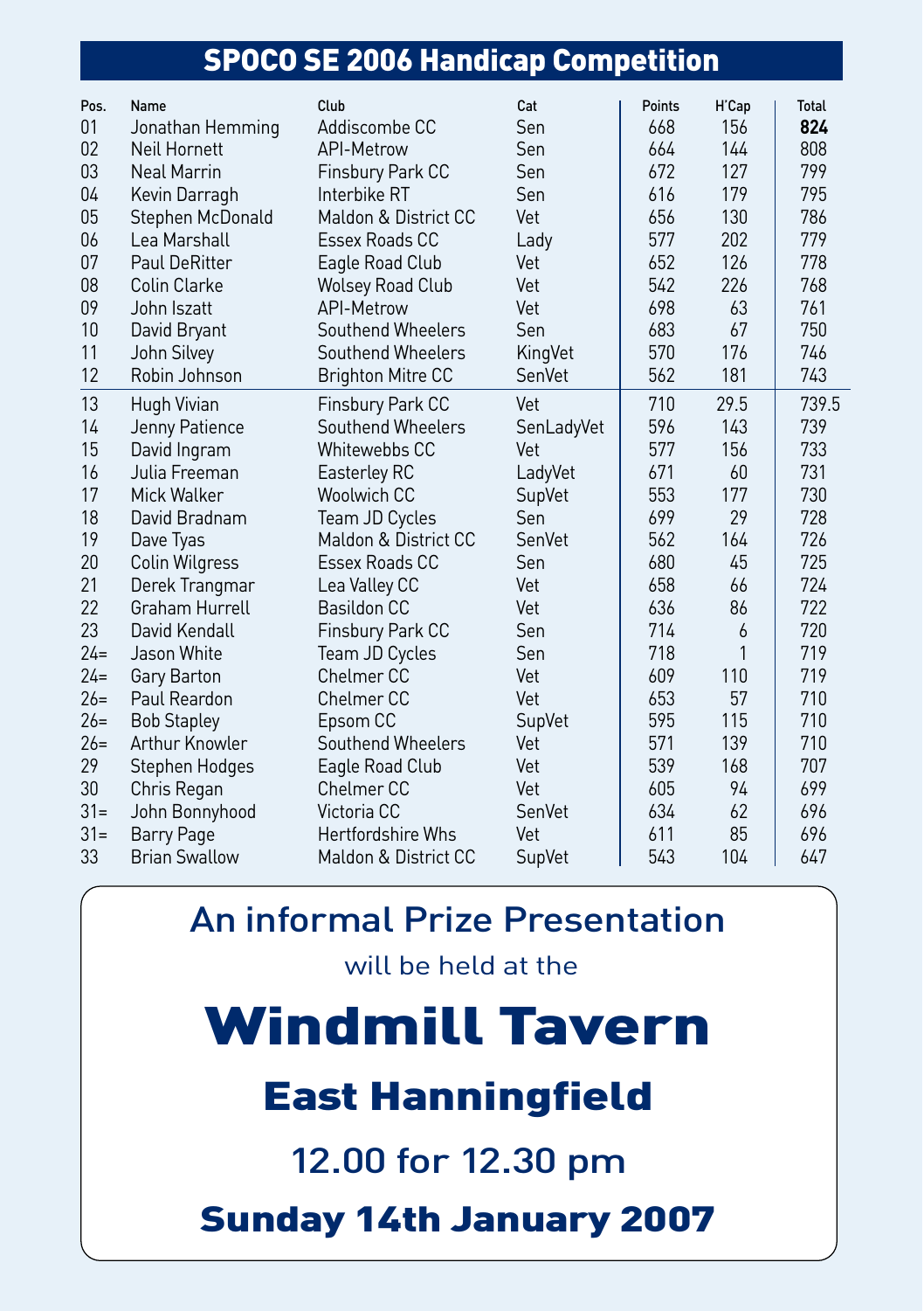# SPOCO SE 2006 Handicap Competition

| Pos. | Name | Club | Cat | Points | H'Cap | Total |
|---|---|---|---|---|---|---|
| 01 | Jonathan Hemming | Addiscombe CC | Sen | 668 | 156 | **824** |
| 02 | Neil Hornett | API-Metrow | Sen | 664 | 144 | 808 |
| 03 | Neal Marrin | Finsbury Park CC | Sen | 672 | 127 | 799 |
| 04 | Kevin Darragh | Interbike RT | Sen | 616 | 179 | 795 |
| 05 | Stephen McDonald | Maldon & District CC | Vet | 656 | 130 | 786 |
| 06 | Lea Marshall | Essex Roads CC | Lady | 577 | 202 | 779 |
| 07 | Paul DeRitter | Eagle Road Club | Vet | 652 | 126 | 778 |
| 08 | Colin Clarke | Wolsey Road Club | Vet | 542 | 226 | 768 |
| 09 | John Iszatt | API-Metrow | Vet | 698 | 63 | 761 |
| 10 | David Bryant | Southend Wheelers | Sen | 683 | 67 | 750 |
| 11 | John Silvey | Southend Wheelers | KingVet | 570 | 176 | 746 |
| 12 | Robin Johnson | Brighton Mitre CC | SenVet | 562 | 181 | 743 |
| 13 | Hugh Vivian | Finsbury Park CC | Vet | 710 | 29.5 | 739.5 |
| 14 | Jenny Patience | Southend Wheelers | SenLadyVet | 596 | 143 | 739 |
| 15 | David Ingram | Whitewebbs CC | Vet | 577 | 156 | 733 |
| 16 | Julia Freeman | Easterley RC | LadyVet | 671 | 60 | 731 |
| 17 | Mick Walker | Woolwich CC | SupVet | 553 | 177 | 730 |
| 18 | David Bradnam | Team JD Cycles | Sen | 699 | 29 | 728 |
| 19 | Dave Tyas | Maldon & District CC | SenVet | 562 | 164 | 726 |
| 20 | Colin Wilgress | Essex Roads CC | Sen | 680 | 45 | 725 |
| 21 | Derek Trangmar | Lea Valley CC | Vet | 658 | 66 | 724 |
| 22 | Graham Hurrell | Basildon CC | Vet | 636 | 86 | 722 |
| 23 | David Kendall | Finsbury Park CC | Sen | 714 | 6 | 720 |
| 24= | Jason White | Team JD Cycles | Sen | 718 | 1 | 719 |
| 24= | Gary Barton | Chelmer CC | Vet | 609 | 110 | 719 |
| 26= | Paul Reardon | Chelmer CC | Vet | 653 | 57 | 710 |
| 26= | Bob Stapley | Epsom CC | SupVet | 595 | 115 | 710 |
| 26= | Arthur Knowler | Southend Wheelers | Vet | 571 | 139 | 710 |
| 29 | Stephen Hodges | Eagle Road Club | Vet | 539 | 168 | 707 |
| 30 | Chris Regan | Chelmer CC | Vet | 605 | 94 | 699 |
| 31= | John Bonnyhood | Victoria CC | SenVet | 634 | 62 | 696 |
| 31= | Barry Page | Hertfordshire Whs | Vet | 611 | 85 | 696 |
| 33 | Brian Swallow | Maldon & District CC | SupVet | 543 | 104 | 647 |

## An informal Prize Presentation

will be held at the

# Windmill Tavern

## East Hanningfield

12.00 for 12.30 pm

**Sunday 14th January 2007**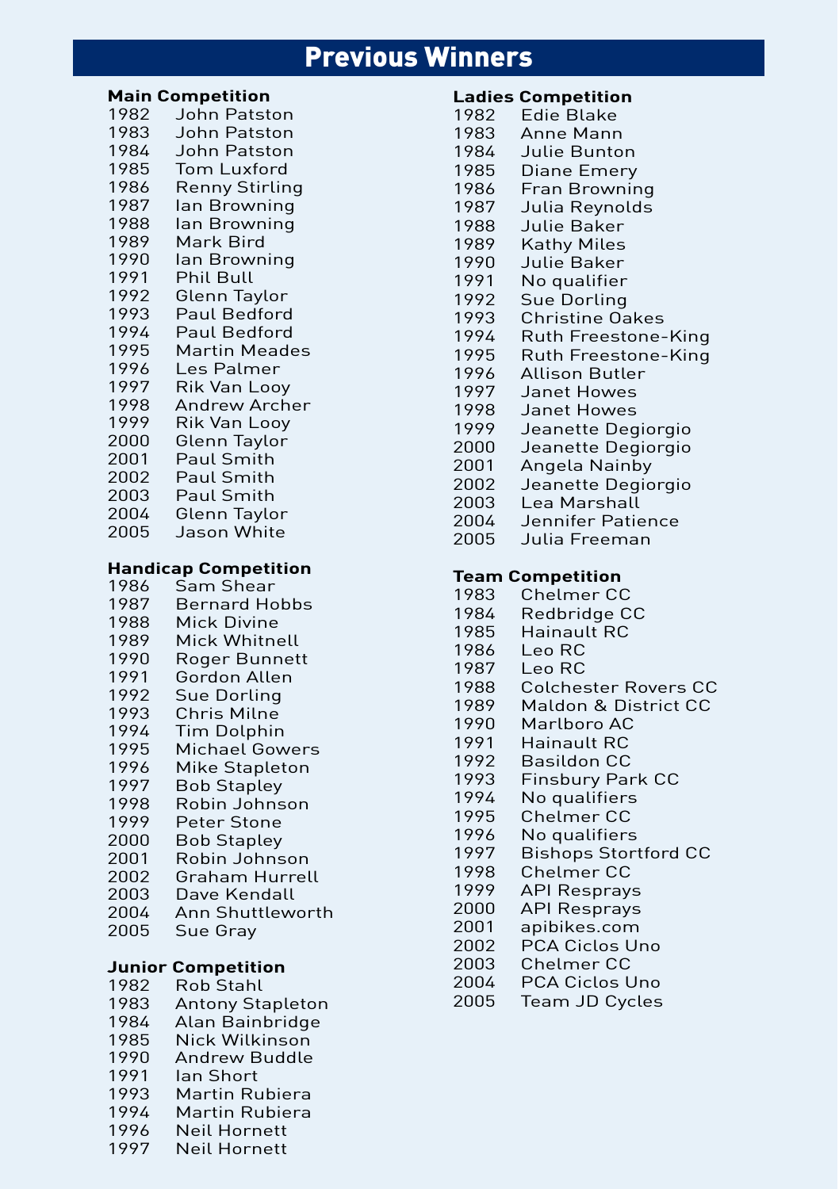# Previous Winners

**Main Competition**

| | |
|---|---|
| 1982 | John Patston |
| 1983 | John Patston |
| 1984 | John Patston |
| 1985 | Tom Luxford |
| 1986 | Renny Stirling |
| 1987 | Ian Browning |
| 1988 | Ian Browning |
| 1989 | Mark Bird |
| 1990 | Ian Browning |
| 1991 | Phil Bull |
| 1992 | Glenn Taylor |
| 1993 | Paul Bedford |
| 1994 | Paul Bedford |
| 1995 | Martin Meades |
| 1996 | Les Palmer |
| 1997 | Rik Van Looy |
| 1998 | Andrew Archer |
| 1999 | Rik Van Looy |
| 2000 | Glenn Taylor |
| 2001 | Paul Smith |
| 2002 | Paul Smith |
| 2003 | Paul Smith |
| 2004 | Glenn Taylor |
| 2005 | Jason White |

**Handicap Competition**

| | |
|---|---|
| 1986 | Sam Shear |
| 1987 | Bernard Hobbs |
| 1988 | Mick Divine |
| 1989 | Mick Whitnell |
| 1990 | Roger Bunnett |
| 1991 | Gordon Allen |
| 1992 | Sue Dorling |
| 1993 | Chris Milne |
| 1994 | Tim Dolphin |
| 1995 | Michael Gowers |
| 1996 | Mike Stapleton |
| 1997 | Bob Stapley |
| 1998 | Robin Johnson |
| 1999 | Peter Stone |
| 2000 | Bob Stapley |
| 2001 | Robin Johnson |
| 2002 | Graham Hurrell |
| 2003 | Dave Kendall |
| 2004 | Ann Shuttleworth |
| 2005 | Sue Gray |

**Junior Competition**

| | |
|---|---|
| 1982 | Rob Stahl |
| 1983 | Antony Stapleton |
| 1984 | Alan Bainbridge |
| 1985 | Nick Wilkinson |
| 1990 | Andrew Buddle |
| 1991 | Ian Short |
| 1993 | Martin Rubiera |
| 1994 | Martin Rubiera |
| 1996 | Neil Hornett |
| 1997 | Neil Hornett |

**Ladies Competition**

| | |
|---|---|
| 1982 | Edie Blake |
| 1983 | Anne Mann |
| 1984 | Julie Bunton |
| 1985 | Diane Emery |
| 1986 | Fran Browning |
| 1987 | Julia Reynolds |
| 1988 | Julie Baker |
| 1989 | Kathy Miles |
| 1990 | Julie Baker |
| 1991 | No qualifier |
| 1992 | Sue Dorling |
| 1993 | Christine Oakes |
| 1994 | Ruth Freestone-King |
| 1995 | Ruth Freestone-King |
| 1996 | Allison Butler |
| 1997 | Janet Howes |
| 1998 | Janet Howes |
| 1999 | Jeanette Degiorgio |
| 2000 | Jeanette Degiorgio |
| 2001 | Angela Nainby |
| 2002 | Jeanette Degiorgio |
| 2003 | Lea Marshall |
| 2004 | Jennifer Patience |
| 2005 | Julia Freeman |

**Team Competition**

| | |
|---|---|
| 1983 | Chelmer CC |
| 1984 | Redbridge CC |
| 1985 | Hainault RC |
| 1986 | Leo RC |
| 1987 | Leo RC |
| 1988 | Colchester Rovers CC |
| 1989 | Maldon & District CC |
| 1990 | Marlboro AC |
| 1991 | Hainault RC |
| 1992 | Basildon CC |
| 1993 | Finsbury Park CC |
| 1994 | No qualifiers |
| 1995 | Chelmer CC |
| 1996 | No qualifiers |
| 1997 | Bishops Stortford CC |
| 1998 | Chelmer CC |
| 1999 | API Resprays |
| 2000 | API Resprays |
| 2001 | apibikes.com |
| 2002 | PCA Ciclos Uno |
| 2003 | Chelmer CC |
| 2004 | PCA Ciclos Uno |
| 2005 | Team JD Cycles |